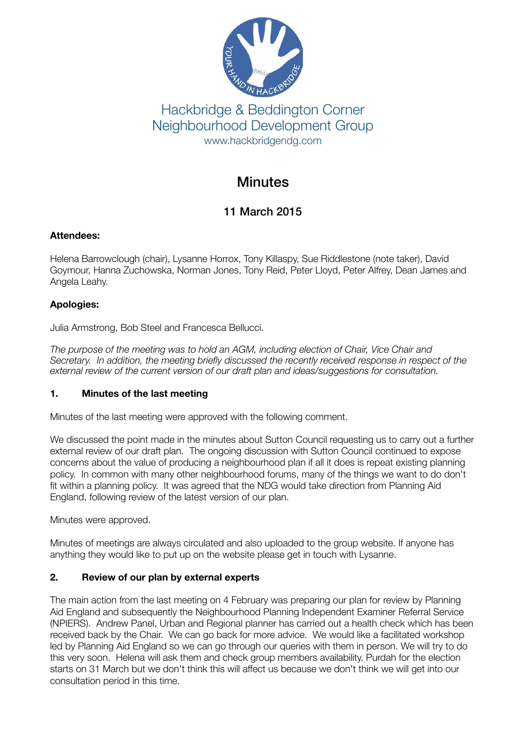Hackbridge & Beddington Corner
Neighbourhood Development Group
www.hackbridgendg.com

# Minutes

## 11 March 2015

**Attendees:**

Helena Barrowclough (chair), Lysanne Horrox, Tony Killaspy, Sue Riddlestone (note taker), David Goymour, Hanna Zuchowska, Norman Jones, Tony Reid, Peter Lloyd, Peter Alfrey, Dean James and Angela Leahy.

**Apologies:**

Julia Armstrong, Bob Steel and Francesca Bellucci.

*The purpose of the meeting was to hold an AGM, including election of Chair, Vice Chair and Secretary. In addition, the meeting briefly discussed the recently received response in respect of the external review of the current version of our draft plan and ideas/suggestions for consultation.*

### 1. Minutes of the last meeting

Minutes of the last meeting were approved with the following comment.

We discussed the point made in the minutes about Sutton Council requesting us to carry out a further external review of our draft plan. The ongoing discussion with Sutton Council continued to expose concerns about the value of producing a neighbourhood plan if all it does is repeat existing planning policy. In common with many other neighbourhood forums, many of the things we want to do don't fit within a planning policy. It was agreed that the NDG would take direction from Planning Aid England, following review of the latest version of our plan.

Minutes were approved.

Minutes of meetings are always circulated and also uploaded to the group website. If anyone has anything they would like to put up on the website please get in touch with Lysanne.

### 2. Review of our plan by external experts

The main action from the last meeting on 4 February was preparing our plan for review by Planning Aid England and subsequently the Neighbourhood Planning Independent Examiner Referral Service (NPIERS). Andrew Panel, Urban and Regional planner has carried out a health check which has been received back by the Chair. We can go back for more advice. We would like a facilitated workshop led by Planning Aid England so we can go through our queries with them in person. We will try to do this very soon. Helena will ask them and check group members availability. Purdah for the election starts on 31 March but we don't think this will affect us because we don't think we will get into our consultation period in this time.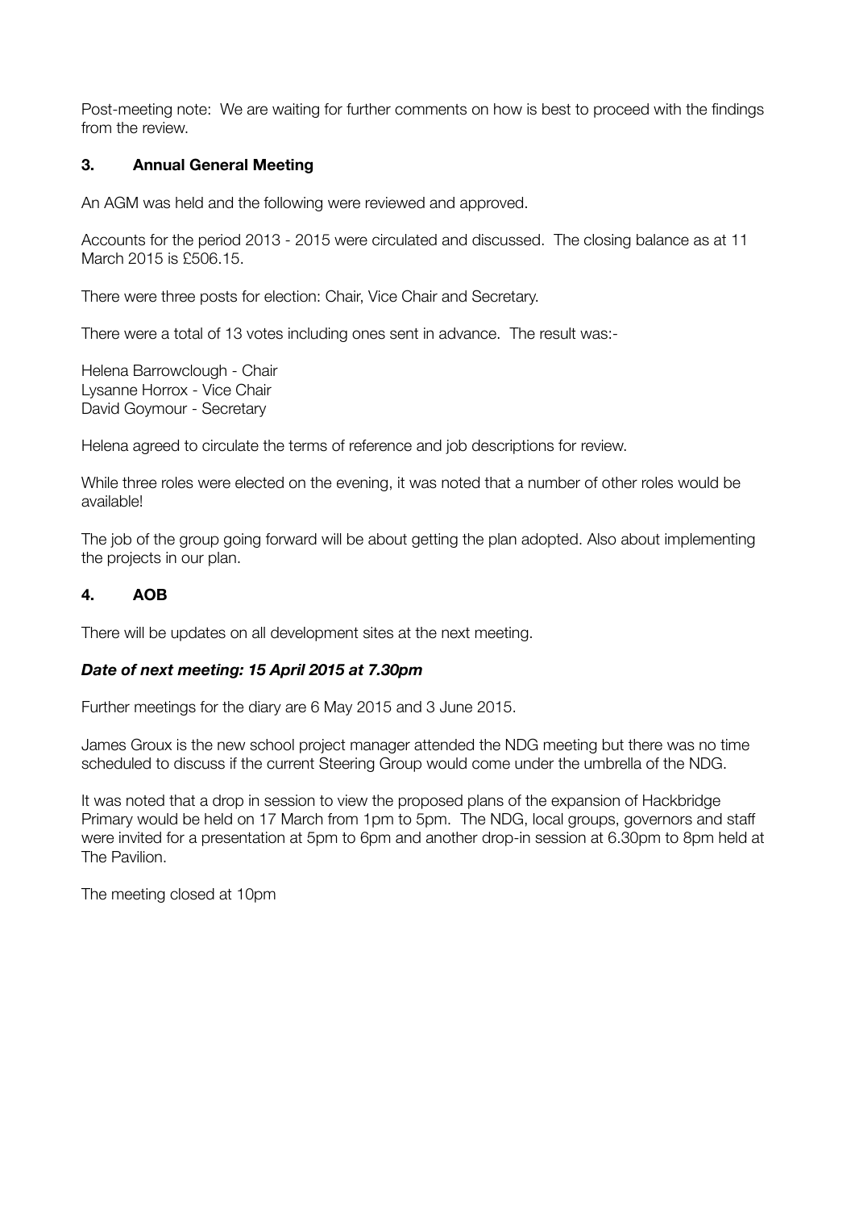Post-meeting note: We are waiting for further comments on how is best to proceed with the findings from the review.

## 3. Annual General Meeting

An AGM was held and the following were reviewed and approved.

Accounts for the period 2013 - 2015 were circulated and discussed. The closing balance as at 11 March 2015 is £506.15.

There were three posts for election: Chair, Vice Chair and Secretary.

There were a total of 13 votes including ones sent in advance. The result was:-

Helena Barrowclough - Chair
Lysanne Horrox - Vice Chair
David Goymour - Secretary

Helena agreed to circulate the terms of reference and job descriptions for review.

While three roles were elected on the evening, it was noted that a number of other roles would be available!

The job of the group going forward will be about getting the plan adopted. Also about implementing the projects in our plan.

## 4. AOB

There will be updates on all development sites at the next meeting.

***Date of next meeting: 15 April 2015 at 7.30pm***

Further meetings for the diary are 6 May 2015 and 3 June 2015.

James Groux is the new school project manager attended the NDG meeting but there was no time scheduled to discuss if the current Steering Group would come under the umbrella of the NDG.

It was noted that a drop in session to view the proposed plans of the expansion of Hackbridge Primary would be held on 17 March from 1pm to 5pm. The NDG, local groups, governors and staff were invited for a presentation at 5pm to 6pm and another drop-in session at 6.30pm to 8pm held at The Pavilion.

The meeting closed at 10pm